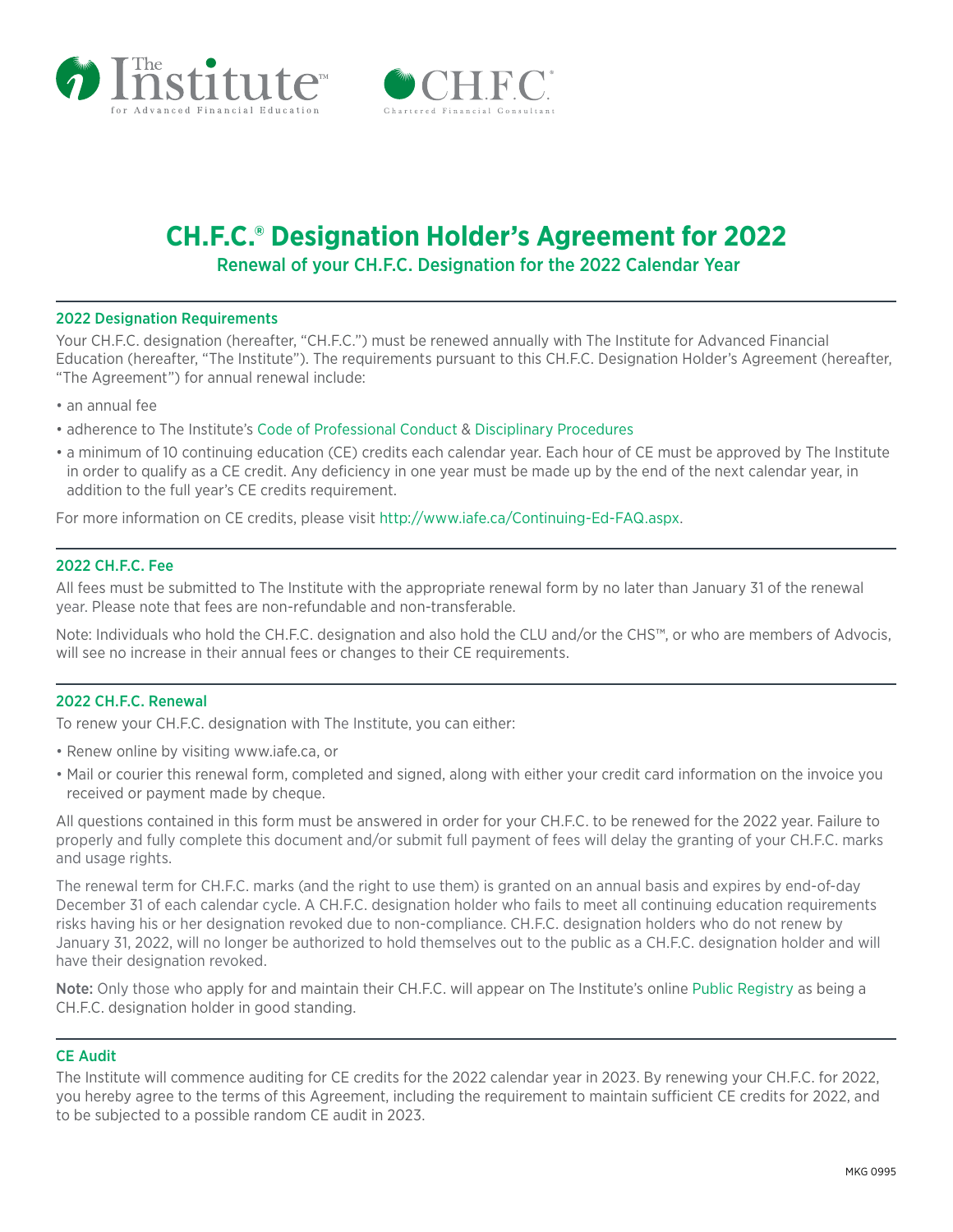# CH.F.C.® Designation Holder's Agreement for 2022

## Renewal of your CH.F.C. Designation for the 2022 Calendar Year

### 2022 Designation Requirements

Your CH.F.C. designation (hereafter, "CH.F.C.") must be renewed annually with The Institute for Advanced Financial Education (hereafter, "The Institute"). The requirements pursuant to this CH.F.C. Designation Holder's Agreement (hereafter, "The Agreement") for annual renewal include:

- an annual fee
- adherence to The Institute's Code of Professional Conduct & Disciplinary Procedures
- a minimum of 10 continuing education (CE) credits each calendar year. Each hour of CE must be approved by The Institute in order to qualify as a CE credit. Any deficiency in one year must be made up by the end of the next calendar year, in addition to the full year's CE credits requirement.

For more information on CE credits, please visit http://www.iafe.ca/Continuing-Ed-FAQ.aspx.

### 2022 CH.F.C. Fee

All fees must be submitted to The Institute with the appropriate renewal form by no later than January 31 of the renewal year. Please note that fees are non-refundable and non-transferable.

Note: Individuals who hold the CH.F.C. designation and also hold the CLU and/or the CHS™, or who are members of Advocis, will see no increase in their annual fees or changes to their CE requirements.

### 2022 CH.F.C. Renewal

To renew your CH.F.C. designation with The Institute, you can either:

- Renew online by visiting www.iafe.ca, or
- Mail or courier this renewal form, completed and signed, along with either your credit card information on the invoice you received or payment made by cheque.

All questions contained in this form must be answered in order for your CH.F.C. to be renewed for the 2022 year. Failure to properly and fully complete this document and/or submit full payment of fees will delay the granting of your CH.F.C. marks and usage rights.

The renewal term for CH.F.C. marks (and the right to use them) is granted on an annual basis and expires by end-of-day December 31 of each calendar cycle. A CH.F.C. designation holder who fails to meet all continuing education requirements risks having his or her designation revoked due to non-compliance. CH.F.C. designation holders who do not renew by January 31, 2022, will no longer be authorized to hold themselves out to the public as a CH.F.C. designation holder and will have their designation revoked.

**Note:** Only those who apply for and maintain their CH.F.C. will appear on The Institute's online Public Registry as being a CH.F.C. designation holder in good standing.

### CE Audit

The Institute will commence auditing for CE credits for the 2022 calendar year in 2023. By renewing your CH.F.C. for 2022, you hereby agree to the terms of this Agreement, including the requirement to maintain sufficient CE credits for 2022, and to be subjected to a possible random CE audit in 2023.

MKG 0995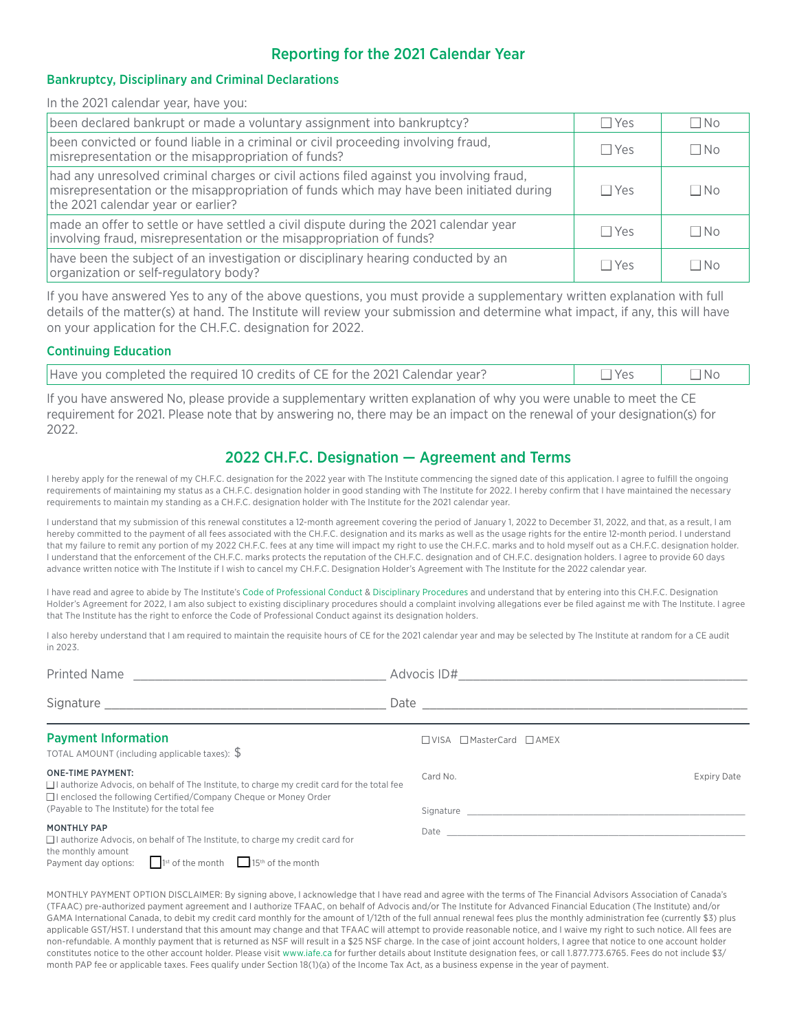## Reporting for the 2021 Calendar Year

### Bankruptcy, Disciplinary and Criminal Declarations

In the 2021 calendar year, have you:

| | | |
|---|---|---|
| been declared bankrupt or made a voluntary assignment into bankruptcy? | ☐ Yes | ☐ No |
| been convicted or found liable in a criminal or civil proceeding involving fraud, misrepresentation or the misappropriation of funds? | ☐ Yes | ☐ No |
| had any unresolved criminal charges or civil actions filed against you involving fraud, misrepresentation or the misappropriation of funds which may have been initiated during the 2021 calendar year or earlier? | ☐ Yes | ☐ No |
| made an offer to settle or have settled a civil dispute during the 2021 calendar year involving fraud, misrepresentation or the misappropriation of funds? | ☐ Yes | ☐ No |
| have been the subject of an investigation or disciplinary hearing conducted by an organization or self-regulatory body? | ☐ Yes | ☐ No |

If you have answered Yes to any of the above questions, you must provide a supplementary written explanation with full details of the matter(s) at hand. The Institute will review your submission and determine what impact, if any, this will have on your application for the CH.F.C. designation for 2022.

### Continuing Education

| | | |
|---|---|---|
| Have you completed the required 10 credits of CE for the 2021 Calendar year? | ☐ Yes | ☐ No |

If you have answered No, please provide a supplementary written explanation of why you were unable to meet the CE requirement for 2021. Please note that by answering no, there may be an impact on the renewal of your designation(s) for 2022.

## 2022 CH.F.C. Designation — Agreement and Terms

I hereby apply for the renewal of my CH.F.C. designation for the 2022 year with The Institute commencing the signed date of this application. I agree to fulfill the ongoing requirements of maintaining my status as a CH.F.C. designation holder in good standing with The Institute for 2022. I hereby confirm that I have maintained the necessary requirements to maintain my standing as a CH.F.C. designation holder with The Institute for the 2021 calendar year.

I understand that my submission of this renewal constitutes a 12-month agreement covering the period of January 1, 2022 to December 31, 2022, and that, as a result, I am hereby committed to the payment of all fees associated with the CH.F.C. designation and its marks as well as the usage rights for the entire 12-month period. I understand that my failure to remit any portion of my 2022 CH.F.C. fees at any time will impact my right to use the CH.F.C. marks and to hold myself out as a CH.F.C. designation holder. I understand that the enforcement of the CH.F.C. marks protects the reputation of the CH.F.C. designation and of CH.F.C. designation holders. I agree to provide 60 days advance written notice with The Institute if I wish to cancel my CH.F.C. Designation Holder's Agreement with The Institute for the 2022 calendar year.

I have read and agree to abide by The Institute's Code of Professional Conduct & Disciplinary Procedures and understand that by entering into this CH.F.C. Designation Holder's Agreement for 2022, I am also subject to existing disciplinary procedures should a complaint involving allegations ever be filed against me with The Institute. I agree that The Institute has the right to enforce the Code of Professional Conduct against its designation holders.

I also hereby understand that I am required to maintain the requisite hours of CE for the 2021 calendar year and may be selected by The Institute at random for a CE audit in 2023.

Printed Name ______________________ Advocis ID#______________________

Signature ______________________ Date ______________________

### Payment Information

TOTAL AMOUNT (including applicable taxes): $

☐ VISA ☐ MasterCard ☐ AMEX

Card No. Expiry Date

Signature ______________________

Date ______________________

**ONE-TIME PAYMENT:**

☐ I authorize Advocis, on behalf of The Institute, to charge my credit card for the total fee

☐ I enclose the following Certified/Company Cheque or Money Order (Payable to The Institute) for the total fee

**MONTHLY PAP**

☐ I authorize Advocis, on behalf of The Institute, to charge my credit card for the monthly amount

Payment day options: ☐ 1st of the month ☐ 15th of the month

MONTHLY PAYMENT OPTION DISCLAIMER: By signing above, I acknowledge that I have read and agree with the terms of The Financial Advisors Association of Canada's (TFAAC) pre-authorized payment agreement and I authorize TFAAC, on behalf of Advocis and/or The Institute for Advanced Financial Education (The Institute) and/or GAMA International Canada, to debit my credit card monthly for the amount of 1/12th of the full annual renewal fees plus the monthly administration fee (currently $3) plus applicable GST/HST. I understand that this amount may change and that TFAAC will attempt to provide reasonable notice, and I waive my right to such notice. All fees are non-refundable. A monthly payment that is returned as NSF will result in a $25 NSF charge. In the case of joint account holders, I agree that notice to one account holder constitutes notice to the other account holder. Please visit www.iafe.ca for further details about Institute designation fees, or call 1.877.773.6765. Fees do not include $3/month PAP fee or applicable taxes. Fees qualify under Section 18(1)(a) of the Income Tax Act, as a business expense in the year of payment.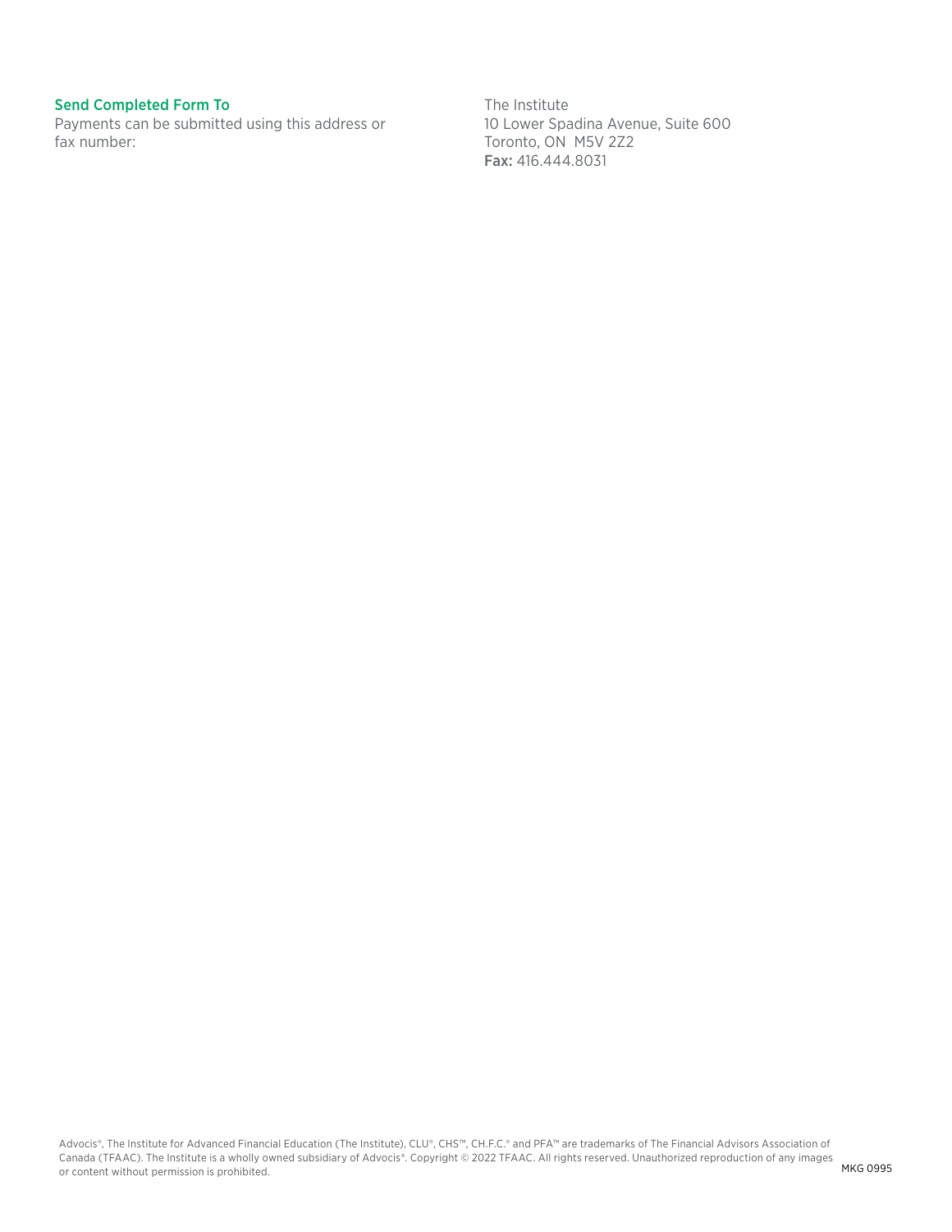### Send Completed Form To

Payments can be submitted using this address or fax number:

The Institute
10 Lower Spadina Avenue, Suite 600
Toronto, ON M5V 2Z2
**Fax:** 416.444.8031

Advocis®, The Institute for Advanced Financial Education (The Institute), CLU®, CHS™, CH.F.C.® and PFA™ are trademarks of The Financial Advisors Association of Canada (TFAAC). The Institute is a wholly owned subsidiary of Advocis®. Copyright © 2022 TFAAC. All rights reserved. Unauthorized reproduction of any images or content without permission is prohibited.

MKG 0995